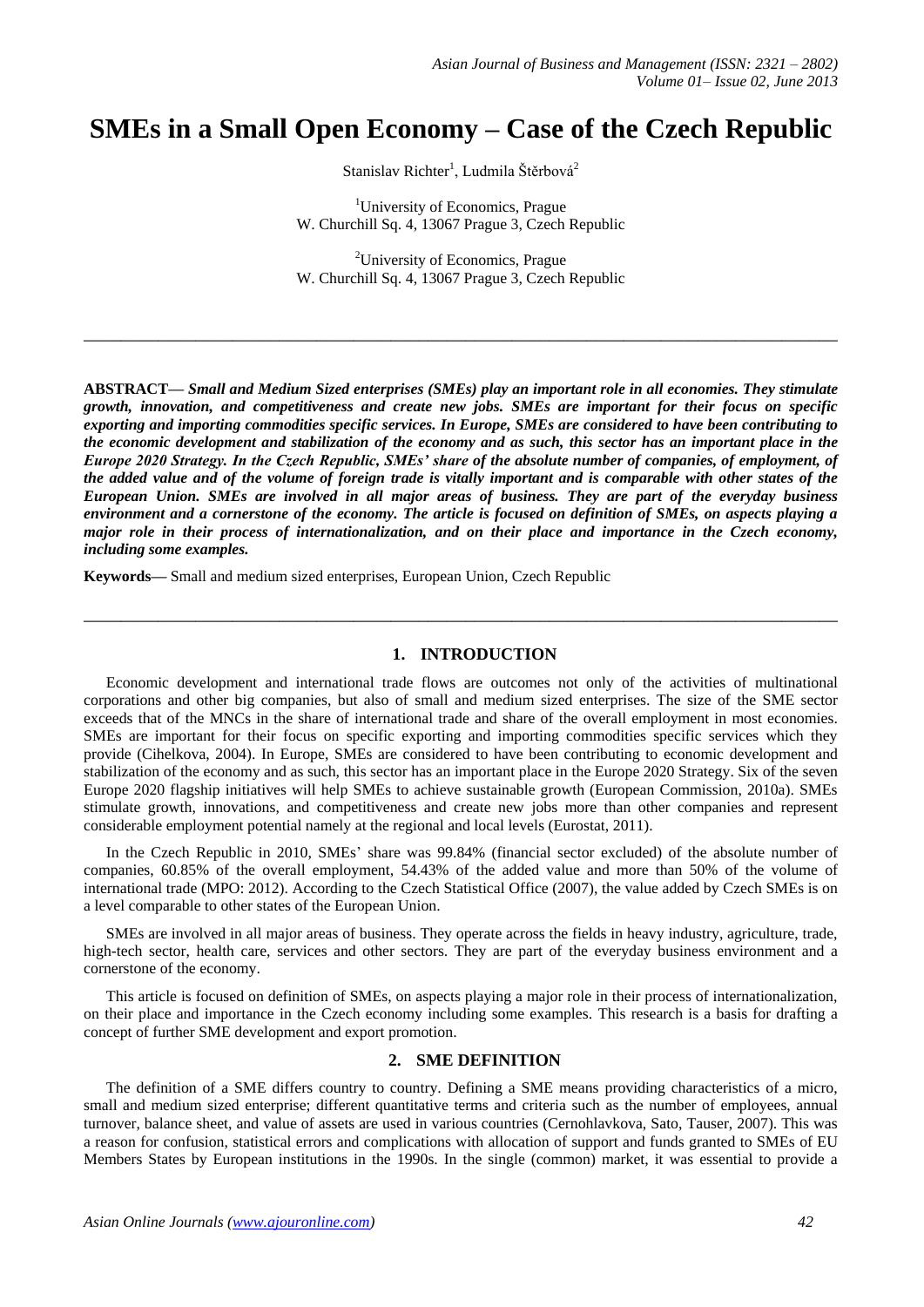# SMEs in a Small Open Economy – Case of the Czech Republic

Stanislav Richter[1], Ludmila Štěrbová[2]

[1]University of Economics, Prague
W. Churchill Sq. 4, 13067 Prague 3, Czech Republic

[2]University of Economics, Prague
W. Churchill Sq. 4, 13067 Prague 3, Czech Republic

---

**ABSTRACT—** ***Small and Medium Sized enterprises (SMEs) play an important role in all economies. They stimulate growth, innovation, and competitiveness and create new jobs. SMEs are important for their focus on specific exporting and importing commodities specific services. In Europe, SMEs are considered to have been contributing to the economic development and stabilization of the economy and as such, this sector has an important place in the Europe 2020 Strategy. In the Czech Republic, SMEs' share of the absolute number of companies, of employment, of the added value and of the volume of foreign trade is vitally important and is comparable with other states of the European Union. SMEs are involved in all major areas of business. They are part of the everyday business environment and a cornerstone of the economy. The article is focused on definition of SMEs, on aspects playing a major role in their process of internationalization, and on their place and importance in the Czech economy, including some examples.***

**Keywords—** Small and medium sized enterprises, European Union, Czech Republic

---

## 1. INTRODUCTION

Economic development and international trade flows are outcomes not only of the activities of multinational corporations and other big companies, but also of small and medium sized enterprises. The size of the SME sector exceeds that of the MNCs in the share of international trade and share of the overall employment in most economies. SMEs are important for their focus on specific exporting and importing commodities specific services which they provide (Cihelkova, 2004). In Europe, SMEs are considered to have been contributing to economic development and stabilization of the economy and as such, this sector has an important place in the Europe 2020 Strategy. Six of the seven Europe 2020 flagship initiatives will help SMEs to achieve sustainable growth (European Commission, 2010a). SMEs stimulate growth, innovations, and competitiveness and create new jobs more than other companies and represent considerable employment potential namely at the regional and local levels (Eurostat, 2011).

In the Czech Republic in 2010, SMEs' share was 99.84% (financial sector excluded) of the absolute number of companies, 60.85% of the overall employment, 54.43% of the added value and more than 50% of the volume of international trade (MPO: 2012). According to the Czech Statistical Office (2007), the value added by Czech SMEs is on a level comparable to other states of the European Union.

SMEs are involved in all major areas of business. They operate across the fields in heavy industry, agriculture, trade, high-tech sector, health care, services and other sectors. They are part of the everyday business environment and a cornerstone of the economy.

This article is focused on definition of SMEs, on aspects playing a major role in their process of internationalization, on their place and importance in the Czech economy including some examples. This research is a basis for drafting a concept of further SME development and export promotion.

## 2. SME DEFINITION

The definition of a SME differs country to country. Defining a SME means providing characteristics of a micro, small and medium sized enterprise; different quantitative terms and criteria such as the number of employees, annual turnover, balance sheet, and value of assets are used in various countries (Cernohlavkova, Sato, Tauser, 2007). This was a reason for confusion, statistical errors and complications with allocation of support and funds granted to SMEs of EU Members States by European institutions in the 1990s. In the single (common) market, it was essential to provide a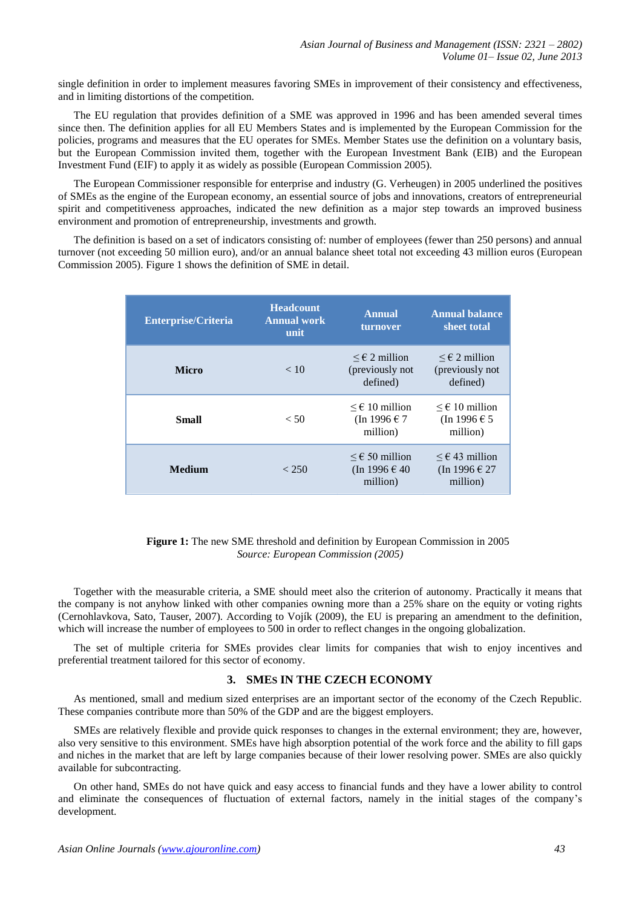single definition in order to implement measures favoring SMEs in improvement of their consistency and effectiveness, and in limiting distortions of the competition.

The EU regulation that provides definition of a SME was approved in 1996 and has been amended several times since then. The definition applies for all EU Members States and is implemented by the European Commission for the policies, programs and measures that the EU operates for SMEs. Member States use the definition on a voluntary basis, but the European Commission invited them, together with the European Investment Bank (EIB) and the European Investment Fund (EIF) to apply it as widely as possible (European Commission 2005).

The European Commissioner responsible for enterprise and industry (G. Verheugen) in 2005 underlined the positives of SMEs as the engine of the European economy, an essential source of jobs and innovations, creators of entrepreneurial spirit and competitiveness approaches, indicated the new definition as a major step towards an improved business environment and promotion of entrepreneurship, investments and growth.

The definition is based on a set of indicators consisting of: number of employees (fewer than 250 persons) and annual turnover (not exceeding 50 million euro), and/or an annual balance sheet total not exceeding 43 million euros (European Commission 2005). Figure 1 shows the definition of SME in detail.

| Enterprise/Criteria | Headcount Annual work unit | Annual turnover | Annual balance sheet total |
|---|---|---|---|
| **Micro** | < 10 | ≤ € 2 million (previously not defined) | ≤ € 2 million (previously not defined) |
| **Small** | < 50 | ≤ € 10 million (In 1996 € 7 million) | ≤ € 10 million (In 1996 € 5 million) |
| **Medium** | < 250 | ≤ € 50 million (In 1996 € 40 million) | ≤ € 43 million (In 1996 € 27 million) |

**Figure 1:** The new SME threshold and definition by European Commission in 2005
*Source: European Commission (2005)*

Together with the measurable criteria, a SME should meet also the criterion of autonomy. Practically it means that the company is not anyhow linked with other companies owning more than a 25% share on the equity or voting rights (Cernohlavkova, Sato, Tauser, 2007). According to Vojík (2009), the EU is preparing an amendment to the definition, which will increase the number of employees to 500 in order to reflect changes in the ongoing globalization.

The set of multiple criteria for SMEs provides clear limits for companies that wish to enjoy incentives and preferential treatment tailored for this sector of economy.

## 3. SMEs IN THE CZECH ECONOMY

As mentioned, small and medium sized enterprises are an important sector of the economy of the Czech Republic. These companies contribute more than 50% of the GDP and are the biggest employers.

SMEs are relatively flexible and provide quick responses to changes in the external environment; they are, however, also very sensitive to this environment. SMEs have high absorption potential of the work force and the ability to fill gaps and niches in the market that are left by large companies because of their lower resolving power. SMEs are also quickly available for subcontracting.

On other hand, SMEs do not have quick and easy access to financial funds and they have a lower ability to control and eliminate the consequences of fluctuation of external factors, namely in the initial stages of the company's development.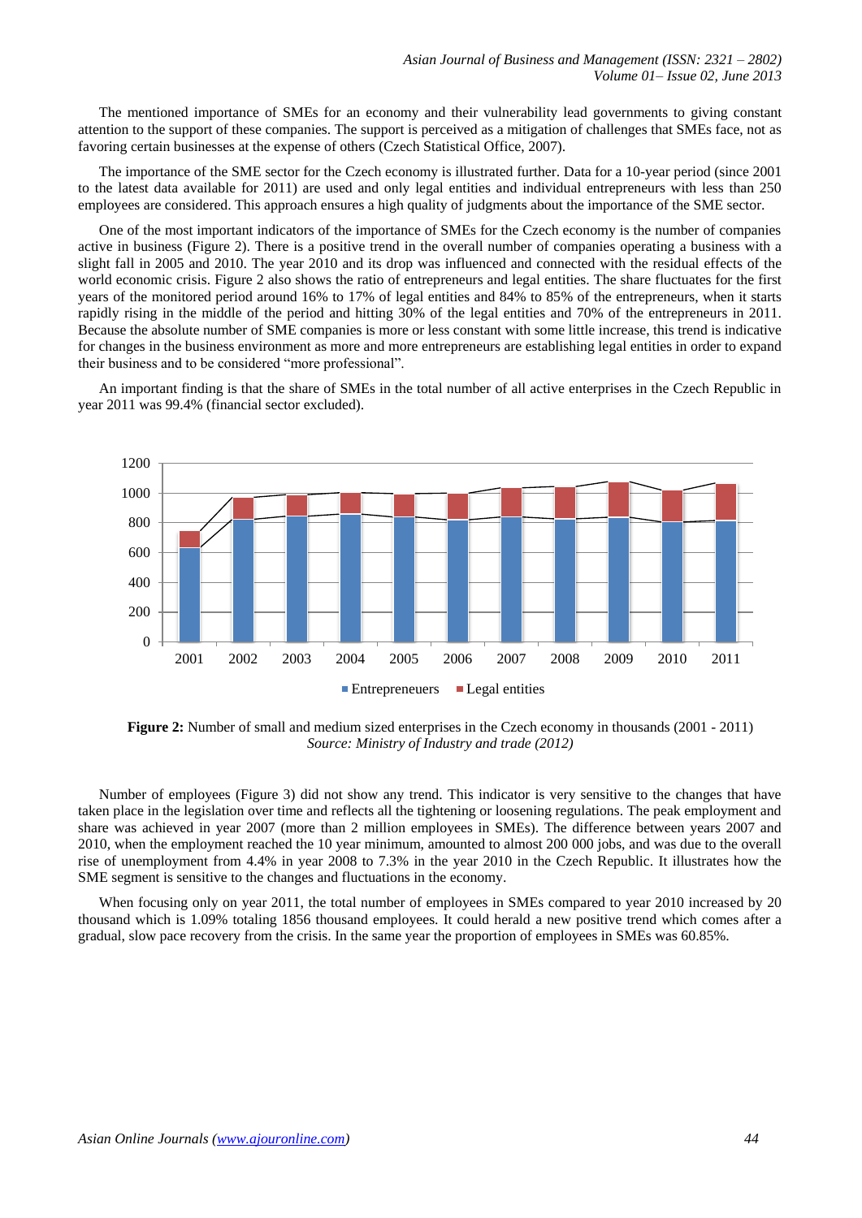The mentioned importance of SMEs for an economy and their vulnerability lead governments to giving constant attention to the support of these companies. The support is perceived as a mitigation of challenges that SMEs face, not as favoring certain businesses at the expense of others (Czech Statistical Office, 2007).

The importance of the SME sector for the Czech economy is illustrated further. Data for a 10-year period (since 2001 to the latest data available for 2011) are used and only legal entities and individual entrepreneurs with less than 250 employees are considered. This approach ensures a high quality of judgments about the importance of the SME sector.

One of the most important indicators of the importance of SMEs for the Czech economy is the number of companies active in business (Figure 2). There is a positive trend in the overall number of companies operating a business with a slight fall in 2005 and 2010. The year 2010 and its drop was influenced and connected with the residual effects of the world economic crisis. Figure 2 also shows the ratio of entrepreneurs and legal entities. The share fluctuates for the first years of the monitored period around 16% to 17% of legal entities and 84% to 85% of the entrepreneurs, when it starts rapidly rising in the middle of the period and hitting 30% of the legal entities and 70% of the entrepreneurs in 2011. Because the absolute number of SME companies is more or less constant with some little increase, this trend is indicative for changes in the business environment as more and more entrepreneurs are establishing legal entities in order to expand their business and to be considered "more professional".

An important finding is that the share of SMEs in the total number of all active enterprises in the Czech Republic in year 2011 was 99.4% (financial sector excluded).

**Figure 2:** Number of small and medium sized enterprises in the Czech economy in thousands (2001 - 2011)
*Source: Ministry of Industry and trade (2012)*

Number of employees (Figure 3) did not show any trend. This indicator is very sensitive to the changes that have taken place in the legislation over time and reflects all the tightening or loosening regulations. The peak employment and share was achieved in year 2007 (more than 2 million employees in SMEs). The difference between years 2007 and 2010, when the employment reached the 10 year minimum, amounted to almost 200 000 jobs, and was due to the overall rise of unemployment from 4.4% in year 2008 to 7.3% in the year 2010 in the Czech Republic. It illustrates how the SME segment is sensitive to the changes and fluctuations in the economy.

When focusing only on year 2011, the total number of employees in SMEs compared to year 2010 increased by 20 thousand which is 1.09% totaling 1856 thousand employees. It could herald a new positive trend which comes after a gradual, slow pace recovery from the crisis. In the same year the proportion of employees in SMEs was 60.85%.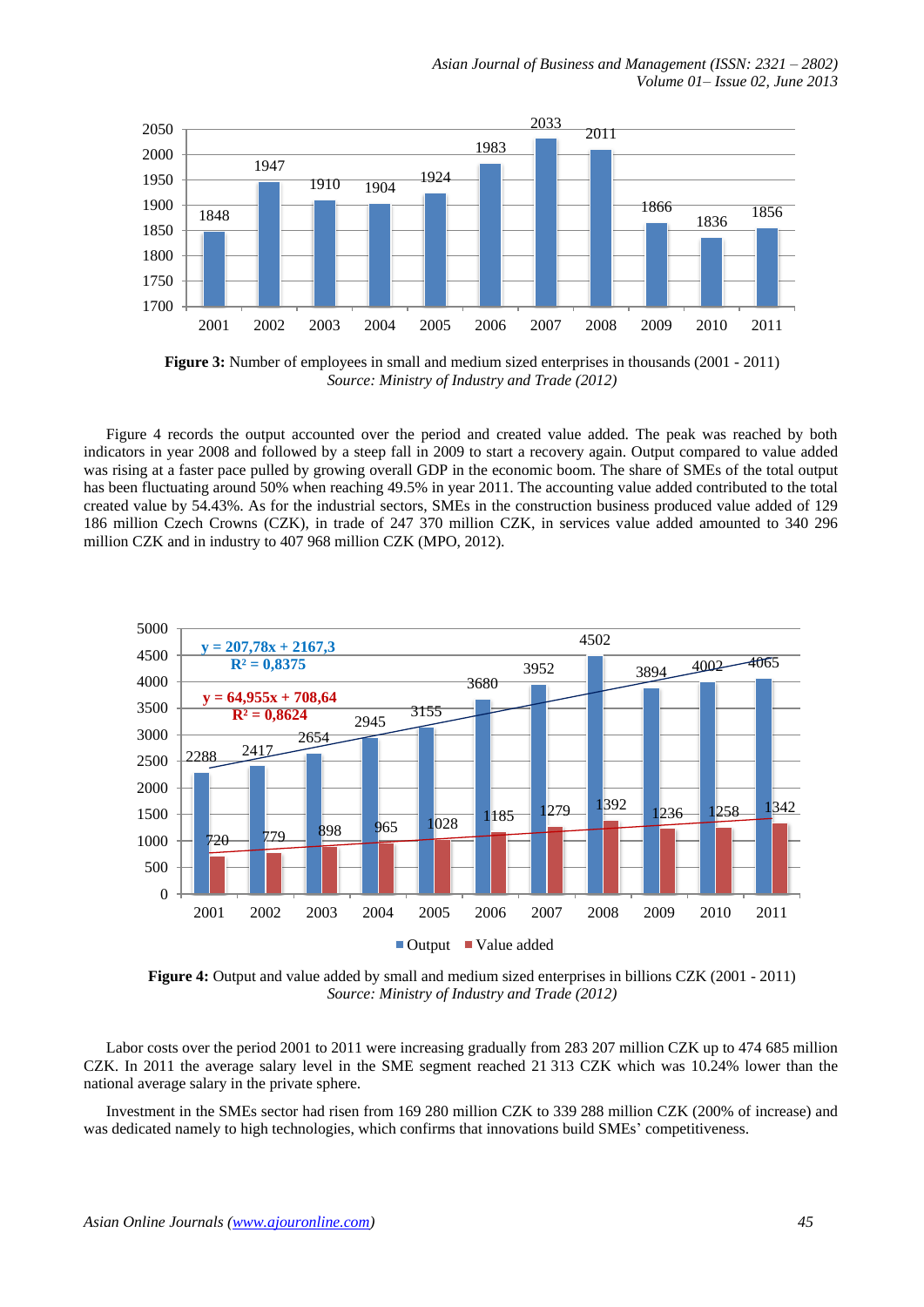**Figure 3:** Number of employees in small and medium sized enterprises in thousands (2001 - 2011)
*Source: Ministry of Industry and Trade (2012)*

Figure 4 records the output accounted over the period and created value added. The peak was reached by both indicators in year 2008 and followed by a steep fall in 2009 to start a recovery again. Output compared to value added was rising at a faster pace pulled by growing overall GDP in the economic boom. The share of SMEs of the total output has been fluctuating around 50% when reaching 49.5% in year 2011. The accounting value added contributed to the total created value by 54.43%. As for the industrial sectors, SMEs in the construction business produced value added of 129 186 million Czech Crowns (CZK), in trade of 247 370 million CZK, in services value added amounted to 340 296 million CZK and in industry to 407 968 million CZK (MPO, 2012).

**Figure 4:** Output and value added by small and medium sized enterprises in billions CZK (2001 - 2011)
*Source: Ministry of Industry and Trade (2012)*

Labor costs over the period 2001 to 2011 were increasing gradually from 283 207 million CZK up to 474 685 million CZK. In 2011 the average salary level in the SME segment reached 21 313 CZK which was 10.24% lower than the national average salary in the private sphere.

Investment in the SMEs sector had risen from 169 280 million CZK to 339 288 million CZK (200% of increase) and was dedicated namely to high technologies, which confirms that innovations build SMEs' competitiveness.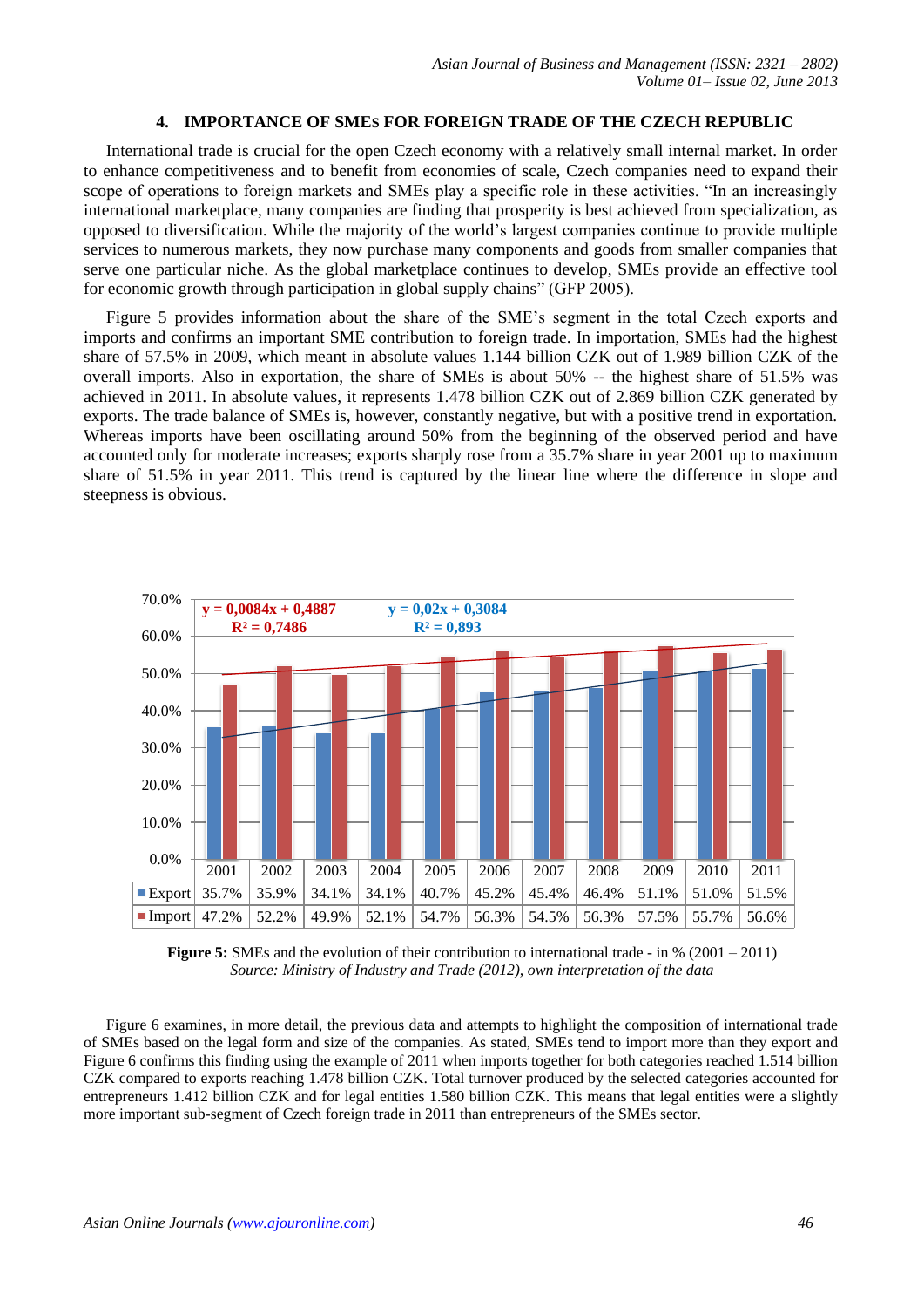## 4. IMPORTANCE OF SMEs FOR FOREIGN TRADE OF THE CZECH REPUBLIC

International trade is crucial for the open Czech economy with a relatively small internal market. In order to enhance competitiveness and to benefit from economies of scale, Czech companies need to expand their scope of operations to foreign markets and SMEs play a specific role in these activities. "In an increasingly international marketplace, many companies are finding that prosperity is best achieved from specialization, as opposed to diversification. While the majority of the world's largest companies continue to provide multiple services to numerous markets, they now purchase many components and goods from smaller companies that serve one particular niche. As the global marketplace continues to develop, SMEs provide an effective tool for economic growth through participation in global supply chains" (GFP 2005).

Figure 5 provides information about the share of the SME's segment in the total Czech exports and imports and confirms an important SME contribution to foreign trade. In importation, SMEs had the highest share of 57.5% in 2009, which meant in absolute values 1.144 billion CZK out of 1.989 billion CZK of the overall imports. Also in exportation, the share of SMEs is about 50% -- the highest share of 51.5% was achieved in 2011. In absolute values, it represents 1.478 billion CZK out of 2.869 billion CZK generated by exports. The trade balance of SMEs is, however, constantly negative, but with a positive trend in exportation. Whereas imports have been oscillating around 50% from the beginning of the observed period and have accounted only for moderate increases; exports sharply rose from a 35.7% share in year 2001 up to maximum share of 51.5% in year 2011. This trend is captured by the linear line where the difference in slope and steepness is obvious.

Import trend: $y = 0,0084x + 0,4887$, $R^2 = 0,7486$

Export trend: $y = 0,02x + 0,3084$, $R^2 = 0,893$

| | 2001 | 2002 | 2003 | 2004 | 2005 | 2006 | 2007 | 2008 | 2009 | 2010 | 2011 |
|---|---|---|---|---|---|---|---|---|---|---|---|
| Export | 35.7% | 35.9% | 34.1% | 34.1% | 40.7% | 45.2% | 45.4% | 46.4% | 51.1% | 51.0% | 51.5% |
| Import | 47.2% | 52.2% | 49.9% | 52.1% | 54.7% | 56.3% | 54.5% | 56.3% | 57.5% | 55.7% | 56.6% |

**Figure 5:** SMEs and the evolution of their contribution to international trade - in % (2001 – 2011)
*Source: Ministry of Industry and Trade (2012), own interpretation of the data*

Figure 6 examines, in more detail, the previous data and attempts to highlight the composition of international trade of SMEs based on the legal form and size of the companies. As stated, SMEs tend to import more than they export and Figure 6 confirms this finding using the example of 2011 when imports together for both categories reached 1.514 billion CZK compared to exports reaching 1.478 billion CZK. Total turnover produced by the selected categories accounted for entrepreneurs 1.412 billion CZK and for legal entities 1.580 billion CZK. This means that legal entities were a slightly more important sub-segment of Czech foreign trade in 2011 than entrepreneurs of the SMEs sector.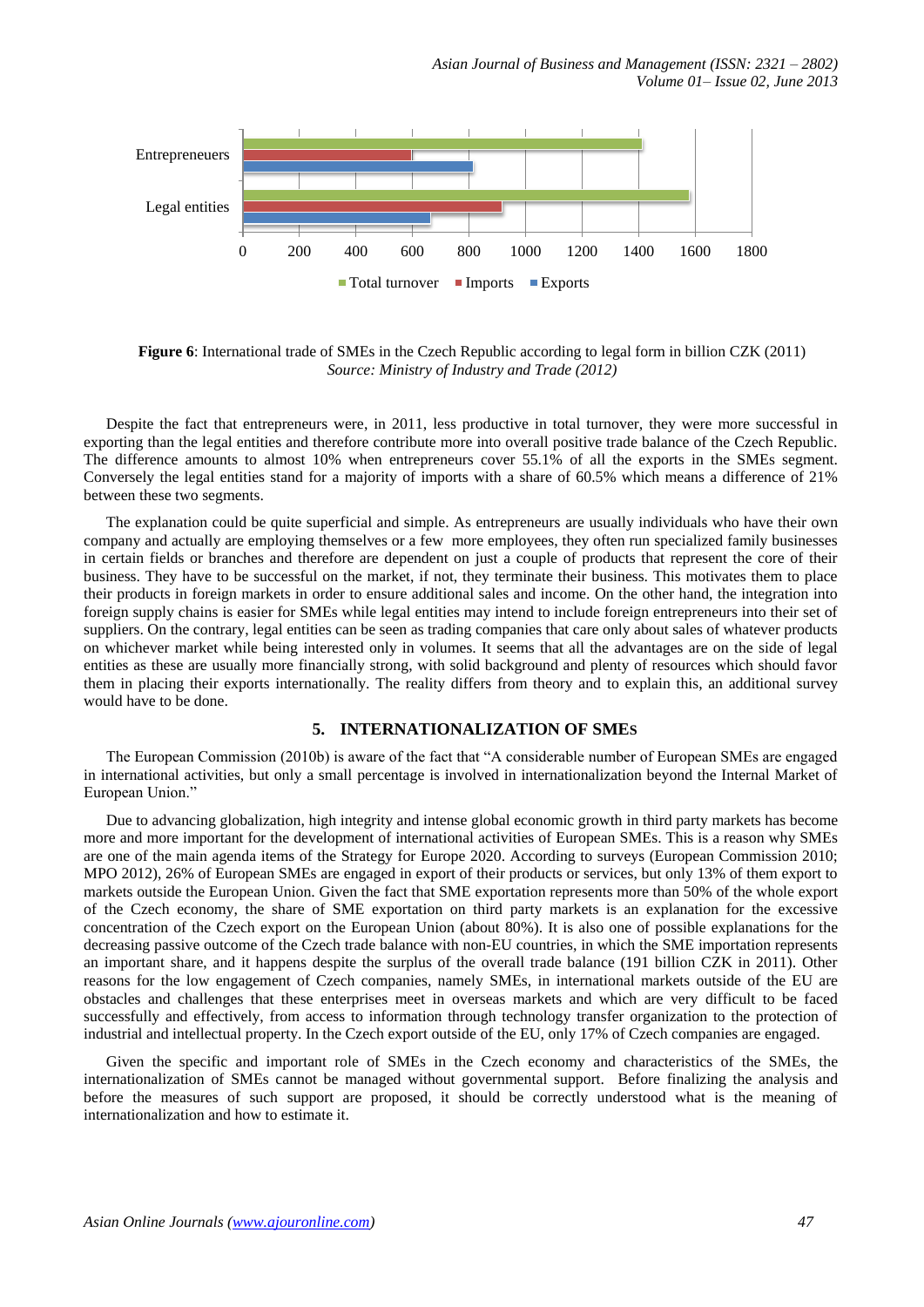**Figure 6**: International trade of SMEs in the Czech Republic according to legal form in billion CZK (2011)
*Source: Ministry of Industry and Trade (2012)*

Despite the fact that entrepreneurs were, in 2011, less productive in total turnover, they were more successful in exporting than the legal entities and therefore contribute more into overall positive trade balance of the Czech Republic. The difference amounts to almost 10% when entrepreneurs cover 55.1% of all the exports in the SMEs segment. Conversely the legal entities stand for a majority of imports with a share of 60.5% which means a difference of 21% between these two segments.

The explanation could be quite superficial and simple. As entrepreneurs are usually individuals who have their own company and actually are employing themselves or a few more employees, they often run specialized family businesses in certain fields or branches and therefore are dependent on just a couple of products that represent the core of their business. They have to be successful on the market, if not, they terminate their business. This motivates them to place their products in foreign markets in order to ensure additional sales and income. On the other hand, the integration into foreign supply chains is easier for SMEs while legal entities may intend to include foreign entrepreneurs into their set of suppliers. On the contrary, legal entities can be seen as trading companies that care only about sales of whatever products on whichever market while being interested only in volumes. It seems that all the advantages are on the side of legal entities as these are usually more financially strong, with solid background and plenty of resources which should favor them in placing their exports internationally. The reality differs from theory and to explain this, an additional survey would have to be done.

## 5. INTERNATIONALIZATION OF SMEs

The European Commission (2010b) is aware of the fact that "A considerable number of European SMEs are engaged in international activities, but only a small percentage is involved in internationalization beyond the Internal Market of European Union."

Due to advancing globalization, high integrity and intense global economic growth in third party markets has become more and more important for the development of international activities of European SMEs. This is a reason why SMEs are one of the main agenda items of the Strategy for Europe 2020. According to surveys (European Commission 2010; MPO 2012), 26% of European SMEs are engaged in export of their products or services, but only 13% of them export to markets outside the European Union. Given the fact that SME exportation represents more than 50% of the whole export of the Czech economy, the share of SME exportation on third party markets is an explanation for the excessive concentration of the Czech export on the European Union (about 80%). It is also one of possible explanations for the decreasing passive outcome of the Czech trade balance with non-EU countries, in which the SME importation represents an important share, and it happens despite the surplus of the overall trade balance (191 billion CZK in 2011). Other reasons for the low engagement of Czech companies, namely SMEs, in international markets outside of the EU are obstacles and challenges that these enterprises meet in overseas markets and which are very difficult to be faced successfully and effectively, from access to information through technology transfer organization to the protection of industrial and intellectual property. In the Czech export outside of the EU, only 17% of Czech companies are engaged.

Given the specific and important role of SMEs in the Czech economy and characteristics of the SMEs, the internationalization of SMEs cannot be managed without governmental support. Before finalizing the analysis and before the measures of such support are proposed, it should be correctly understood what is the meaning of internationalization and how to estimate it.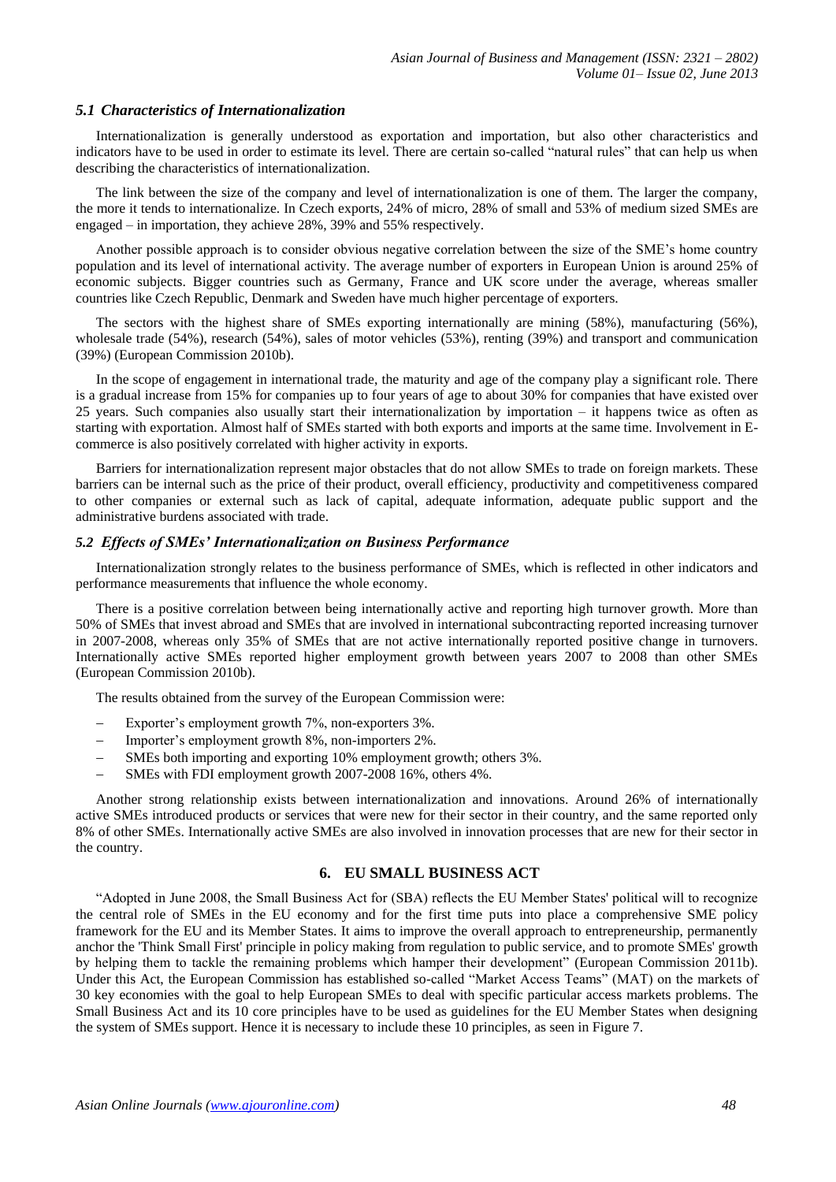### *5.1 Characteristics of Internationalization*

Internationalization is generally understood as exportation and importation, but also other characteristics and indicators have to be used in order to estimate its level. There are certain so-called "natural rules" that can help us when describing the characteristics of internationalization.

The link between the size of the company and level of internationalization is one of them. The larger the company, the more it tends to internationalize. In Czech exports, 24% of micro, 28% of small and 53% of medium sized SMEs are engaged – in importation, they achieve 28%, 39% and 55% respectively.

Another possible approach is to consider obvious negative correlation between the size of the SME's home country population and its level of international activity. The average number of exporters in European Union is around 25% of economic subjects. Bigger countries such as Germany, France and UK score under the average, whereas smaller countries like Czech Republic, Denmark and Sweden have much higher percentage of exporters.

The sectors with the highest share of SMEs exporting internationally are mining (58%), manufacturing (56%), wholesale trade (54%), research (54%), sales of motor vehicles (53%), renting (39%) and transport and communication (39%) (European Commission 2010b).

In the scope of engagement in international trade, the maturity and age of the company play a significant role. There is a gradual increase from 15% for companies up to four years of age to about 30% for companies that have existed over 25 years. Such companies also usually start their internationalization by importation – it happens twice as often as starting with exportation. Almost half of SMEs started with both exports and imports at the same time. Involvement in E-commerce is also positively correlated with higher activity in exports.

Barriers for internationalization represent major obstacles that do not allow SMEs to trade on foreign markets. These barriers can be internal such as the price of their product, overall efficiency, productivity and competitiveness compared to other companies or external such as lack of capital, adequate information, adequate public support and the administrative burdens associated with trade.

### *5.2 Effects of SMEs' Internationalization on Business Performance*

Internationalization strongly relates to the business performance of SMEs, which is reflected in other indicators and performance measurements that influence the whole economy.

There is a positive correlation between being internationally active and reporting high turnover growth. More than 50% of SMEs that invest abroad and SMEs that are involved in international subcontracting reported increasing turnover in 2007-2008, whereas only 35% of SMEs that are not active internationally reported positive change in turnovers. Internationally active SMEs reported higher employment growth between years 2007 to 2008 than other SMEs (European Commission 2010b).

The results obtained from the survey of the European Commission were:

- Exporter's employment growth 7%, non-exporters 3%.
- Importer's employment growth 8%, non-importers 2%.
- SMEs both importing and exporting 10% employment growth; others 3%.
- SMEs with FDI employment growth 2007-2008 16%, others 4%.

Another strong relationship exists between internationalization and innovations. Around 26% of internationally active SMEs introduced products or services that were new for their sector in their country, and the same reported only 8% of other SMEs. Internationally active SMEs are also involved in innovation processes that are new for their sector in the country.

## 6. EU SMALL BUSINESS ACT

"Adopted in June 2008, the Small Business Act for (SBA) reflects the EU Member States' political will to recognize the central role of SMEs in the EU economy and for the first time puts into place a comprehensive SME policy framework for the EU and its Member States. It aims to improve the overall approach to entrepreneurship, permanently anchor the 'Think Small First' principle in policy making from regulation to public service, and to promote SMEs' growth by helping them to tackle the remaining problems which hamper their development" (European Commission 2011b). Under this Act, the European Commission has established so-called "Market Access Teams" (MAT) on the markets of 30 key economies with the goal to help European SMEs to deal with specific particular access markets problems. The Small Business Act and its 10 core principles have to be used as guidelines for the EU Member States when designing the system of SMEs support. Hence it is necessary to include these 10 principles, as seen in Figure 7.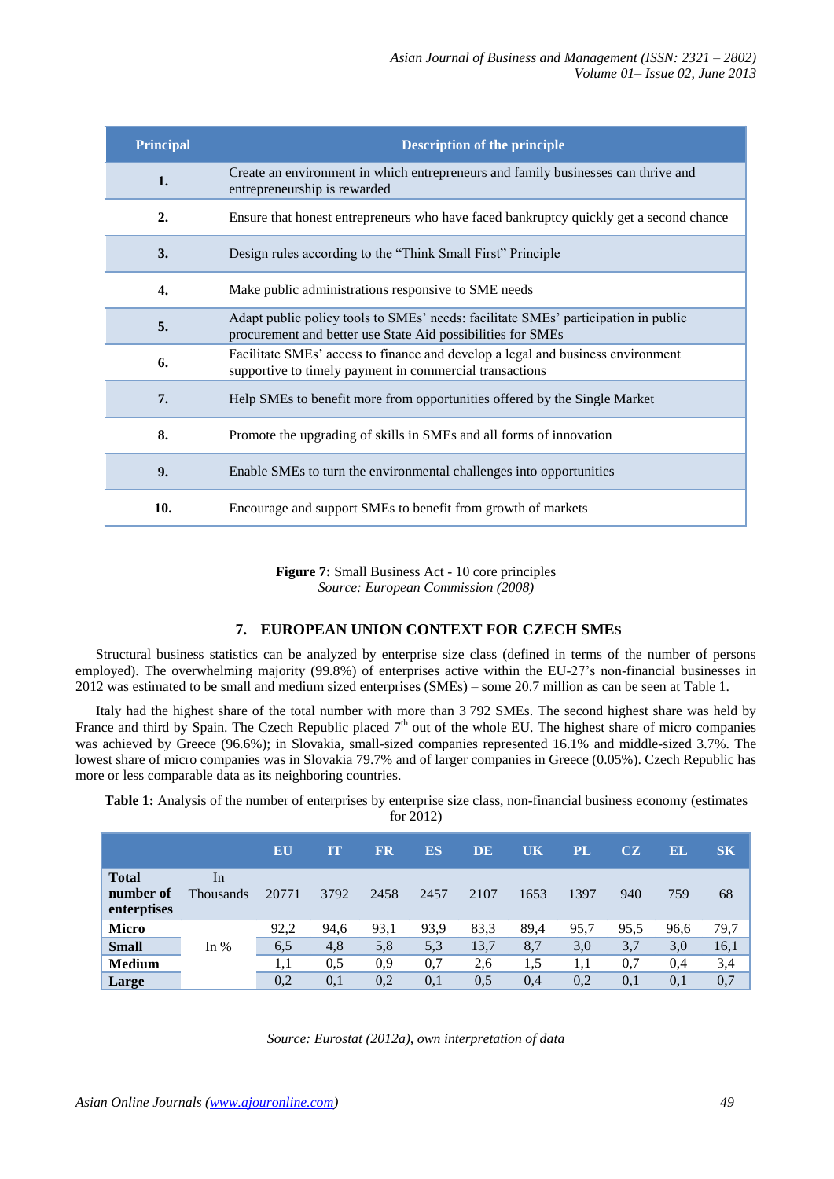| Principal | Description of the principle |
| --- | --- |
| 1. | Create an environment in which entrepreneurs and family businesses can thrive and entrepreneurship is rewarded |
| 2. | Ensure that honest entrepreneurs who have faced bankruptcy quickly get a second chance |
| 3. | Design rules according to the “Think Small First” Principle |
| 4. | Make public administrations responsive to SME needs |
| 5. | Adapt public policy tools to SMEs’ needs: facilitate SMEs’ participation in public procurement and better use State Aid possibilities for SMEs |
| 6. | Facilitate SMEs’ access to finance and develop a legal and business environment supportive to timely payment in commercial transactions |
| 7. | Help SMEs to benefit more from opportunities offered by the Single Market |
| 8. | Promote the upgrading of skills in SMEs and all forms of innovation |
| 9. | Enable SMEs to turn the environmental challenges into opportunities |
| 10. | Encourage and support SMEs to benefit from growth of markets |

**Figure 7:** Small Business Act - 10 core principles
*Source: European Commission (2008)*

## 7. EUROPEAN UNION CONTEXT FOR CZECH SMEs

Structural business statistics can be analyzed by enterprise size class (defined in terms of the number of persons employed). The overwhelming majority (99.8%) of enterprises active within the EU-27’s non-financial businesses in 2012 was estimated to be small and medium sized enterprises (SMEs) – some 20.7 million as can be seen at Table 1.

Italy had the highest share of the total number with more than 3 792 SMEs. The second highest share was held by France and third by Spain. The Czech Republic placed 7th out of the whole EU. The highest share of micro companies was achieved by Greece (96.6%); in Slovakia, small-sized companies represented 16.1% and middle-sized 3.7%. The lowest share of micro companies was in Slovakia 79.7% and of larger companies in Greece (0.05%). Czech Republic has more or less comparable data as its neighboring countries.

**Table 1:** Analysis of the number of enterprises by enterprise size class, non-financial business economy (estimates for 2012)

| | | EU | IT | FR | ES | DE | UK | PL | CZ | EL | SK |
| --- | --- | --- | --- | --- | --- | --- | --- | --- | --- | --- | --- |
| **Total number of enterprises** | In Thousands | 20771 | 3792 | 2458 | 2457 | 2107 | 1653 | 1397 | 940 | 759 | 68 |
| **Micro** | In % | 92,2 | 94,6 | 93,1 | 93,9 | 83,3 | 89,4 | 95,7 | 95,5 | 96,6 | 79,7 |
| **Small** | | 6,5 | 4,8 | 5,8 | 5,3 | 13,7 | 8,7 | 3,0 | 3,7 | 3,0 | 16,1 |
| **Medium** | | 1,1 | 0,5 | 0,9 | 0,7 | 2,6 | 1,5 | 1,1 | 0,7 | 0,4 | 3,4 |
| **Large** | | 0,2 | 0,1 | 0,2 | 0,1 | 0,5 | 0,4 | 0,2 | 0,1 | 0,1 | 0,7 |

*Source: Eurostat (2012a), own interpretation of data*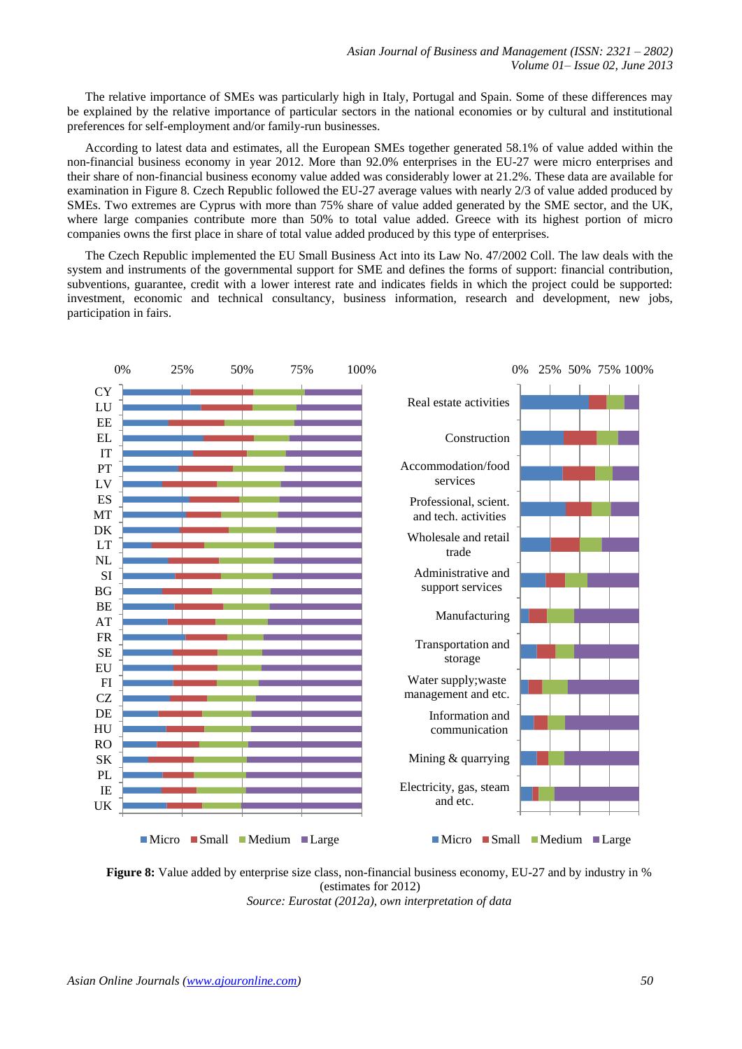The relative importance of SMEs was particularly high in Italy, Portugal and Spain. Some of these differences may be explained by the relative importance of particular sectors in the national economies or by cultural and institutional preferences for self-employment and/or family-run businesses.

According to latest data and estimates, all the European SMEs together generated 58.1% of value added within the non-financial business economy in year 2012. More than 92.0% enterprises in the EU-27 were micro enterprises and their share of non-financial business economy value added was considerably lower at 21.2%. These data are available for examination in Figure 8. Czech Republic followed the EU-27 average values with nearly 2/3 of value added produced by SMEs. Two extremes are Cyprus with more than 75% share of value added generated by the SME sector, and the UK, where large companies contribute more than 50% to total value added. Greece with its highest portion of micro companies owns the first place in share of total value added produced by this type of enterprises.

The Czech Republic implemented the EU Small Business Act into its Law No. 47/2002 Coll. The law deals with the system and instruments of the governmental support for SME and defines the forms of support: financial contribution, subventions, guarantee, credit with a lower interest rate and indicates fields in which the project could be supported: investment, economic and technical consultancy, business information, research and development, new jobs, participation in fairs.

**Figure 8:** Value added by enterprise size class, non-financial business economy, EU-27 and by industry in % (estimates for 2012)

*Source: Eurostat (2012a), own interpretation of data*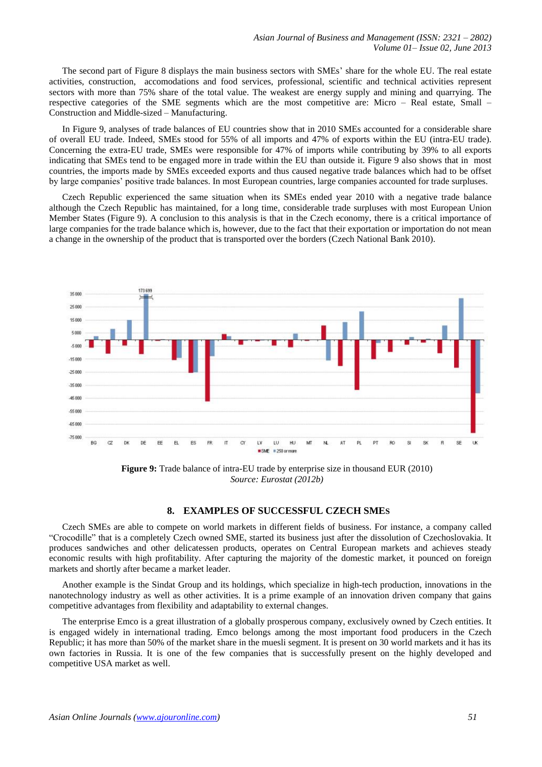The second part of Figure 8 displays the main business sectors with SMEs' share for the whole EU. The real estate activities, construction, accomodations and food services, professional, scientific and technical activities represent sectors with more than 75% share of the total value. The weakest are energy supply and mining and quarrying. The respective categories of the SME segments which are the most competitive are: Micro – Real estate, Small – Construction and Middle-sized – Manufacturing.

In Figure 9, analyses of trade balances of EU countries show that in 2010 SMEs accounted for a considerable share of overall EU trade. Indeed, SMEs stood for 55% of all imports and 47% of exports within the EU (intra-EU trade). Concerning the extra-EU trade, SMEs were responsible for 47% of imports while contributing by 39% to all exports indicating that SMEs tend to be engaged more in trade within the EU than outside it. Figure 9 also shows that in most countries, the imports made by SMEs exceeded exports and thus caused negative trade balances which had to be offset by large companies' positive trade balances. In most European countries, large companies accounted for trade surpluses.

Czech Republic experienced the same situation when its SMEs ended year 2010 with a negative trade balance although the Czech Republic has maintained, for a long time, considerable trade surpluses with most European Union Member States (Figure 9). A conclusion to this analysis is that in the Czech economy, there is a critical importance of large companies for the trade balance which is, however, due to the fact that their exportation or importation do not mean a change in the ownership of the product that is transported over the borders (Czech National Bank 2010).

**Figure 9:** Trade balance of intra-EU trade by enterprise size in thousand EUR (2010)
*Source: Eurostat (2012b)*

## 8. EXAMPLES OF SUCCESSFUL CZECH SMES

Czech SMEs are able to compete on world markets in different fields of business. For instance, a company called "Crocodille" that is a completely Czech owned SME, started its business just after the dissolution of Czechoslovakia. It produces sandwiches and other delicatessen products, operates on Central European markets and achieves steady economic results with high profitability. After capturing the majority of the domestic market, it pounced on foreign markets and shortly after became a market leader.

Another example is the Sindat Group and its holdings, which specialize in high-tech production, innovations in the nanotechnology industry as well as other activities. It is a prime example of an innovation driven company that gains competitive advantages from flexibility and adaptability to external changes.

The enterprise Emco is a great illustration of a globally prosperous company, exclusively owned by Czech entities. It is engaged widely in international trading. Emco belongs among the most important food producers in the Czech Republic; it has more than 50% of the market share in the muesli segment. It is present on 30 world markets and it has its own factories in Russia. It is one of the few companies that is successfully present on the highly developed and competitive USA market as well.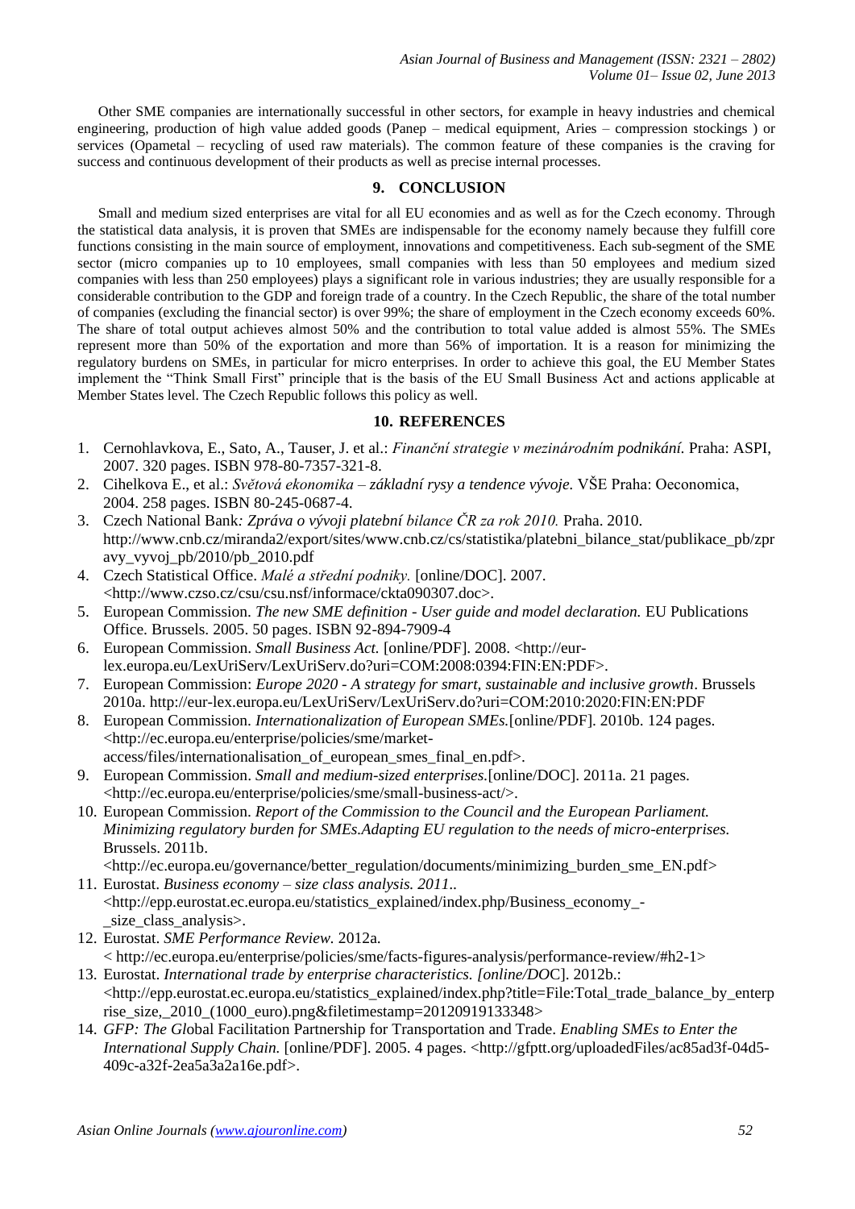Other SME companies are internationally successful in other sectors, for example in heavy industries and chemical engineering, production of high value added goods (Panep – medical equipment, Aries – compression stockings ) or services (Opametal – recycling of used raw materials). The common feature of these companies is the craving for success and continuous development of their products as well as precise internal processes.

## 9. CONCLUSION

Small and medium sized enterprises are vital for all EU economies and as well as for the Czech economy. Through the statistical data analysis, it is proven that SMEs are indispensable for the economy namely because they fulfill core functions consisting in the main source of employment, innovations and competitiveness. Each sub-segment of the SME sector (micro companies up to 10 employees, small companies with less than 50 employees and medium sized companies with less than 250 employees) plays a significant role in various industries; they are usually responsible for a considerable contribution to the GDP and foreign trade of a country. In the Czech Republic, the share of the total number of companies (excluding the financial sector) is over 99%; the share of employment in the Czech economy exceeds 60%. The share of total output achieves almost 50% and the contribution to total value added is almost 55%. The SMEs represent more than 50% of the exportation and more than 56% of importation. It is a reason for minimizing the regulatory burdens on SMEs, in particular for micro enterprises. In order to achieve this goal, the EU Member States implement the "Think Small First" principle that is the basis of the EU Small Business Act and actions applicable at Member States level. The Czech Republic follows this policy as well.

## 10. REFERENCES

1. Cernohlavkova, E., Sato, A., Tauser, J. et al.: *Finanční strategie v mezinárodním podnikání.* Praha: ASPI, 2007. 320 pages. ISBN 978-80-7357-321-8.
2. Cihelkova E., et al.: *Světová ekonomika – základní rysy a tendence vývoje.* VŠE Praha: Oeconomica, 2004. 258 pages. ISBN 80-245-0687-4.
3. Czech National Bank*: Zpráva o vývoji platební bilance ČR za rok 2010.* Praha. 2010. http://www.cnb.cz/miranda2/export/sites/www.cnb.cz/cs/statistika/platebni_bilance_stat/publikace_pb/zpravy_vyvoj_pb/2010/pb_2010.pdf
4. Czech Statistical Office. *Malé a střední podniky.* [online/DOC]. 2007. <http://www.czso.cz/csu/csu.nsf/informace/ckta090307.doc>.
5. European Commission. *The new SME definition - User guide and model declaration.* EU Publications Office. Brussels. 2005. 50 pages. ISBN 92-894-7909-4
6. European Commission. *Small Business Act.* [online/PDF]. 2008. <http://eur-lex.europa.eu/LexUriServ/LexUriServ.do?uri=COM:2008:0394:FIN:EN:PDF>.
7. European Commission: *Europe 2020 - A strategy for smart, sustainable and inclusive growth*. Brussels 2010a. http://eur-lex.europa.eu/LexUriServ/LexUriServ.do?uri=COM:2010:2020:FIN:EN:PDF
8. European Commission. *Internationalization of European SMEs.*[online/PDF]. 2010b. 124 pages. <http://ec.europa.eu/enterprise/policies/sme/market-access/files/internationalisation_of_european_smes_final_en.pdf>.
9. European Commission. *Small and medium-sized enterprises.*[online/DOC]. 2011a. 21 pages. <http://ec.europa.eu/enterprise/policies/sme/small-business-act/>.
10. European Commission. *Report of the Commission to the Council and the European Parliament. Minimizing regulatory burden for SMEs.Adapting EU regulation to the needs of micro-enterprises.* Brussels. 2011b. <http://ec.europa.eu/governance/better_regulation/documents/minimizing_burden_sme_EN.pdf>
11. Eurostat. *Business economy – size class analysis. 2011.*. <http://epp.eurostat.ec.europa.eu/statistics_explained/index.php/Business_economy_-_size_class_analysis>.
12. Eurostat. *SME Performance Review.* 2012a. < http://ec.europa.eu/enterprise/policies/sme/facts-figures-analysis/performance-review/#h2-1>
13. Eurostat. *International trade by enterprise characteristics. [online/DOC*]. 2012b.: <http://epp.eurostat.ec.europa.eu/statistics_explained/index.php?title=File:Total_trade_balance_by_enterprise_size,_2010_(1000_euro).png&filetimestamp=20120919133348>
14. *GFP: The Gl*obal Facilitation Partnership for Transportation and Trade. *Enabling SMEs to Enter the International Supply Chain.* [online/PDF]. 2005. 4 pages. <http://gfptt.org/uploadedFiles/ac85ad3f-04d5-409c-a32f-2ea5a3a2a16e.pdf>.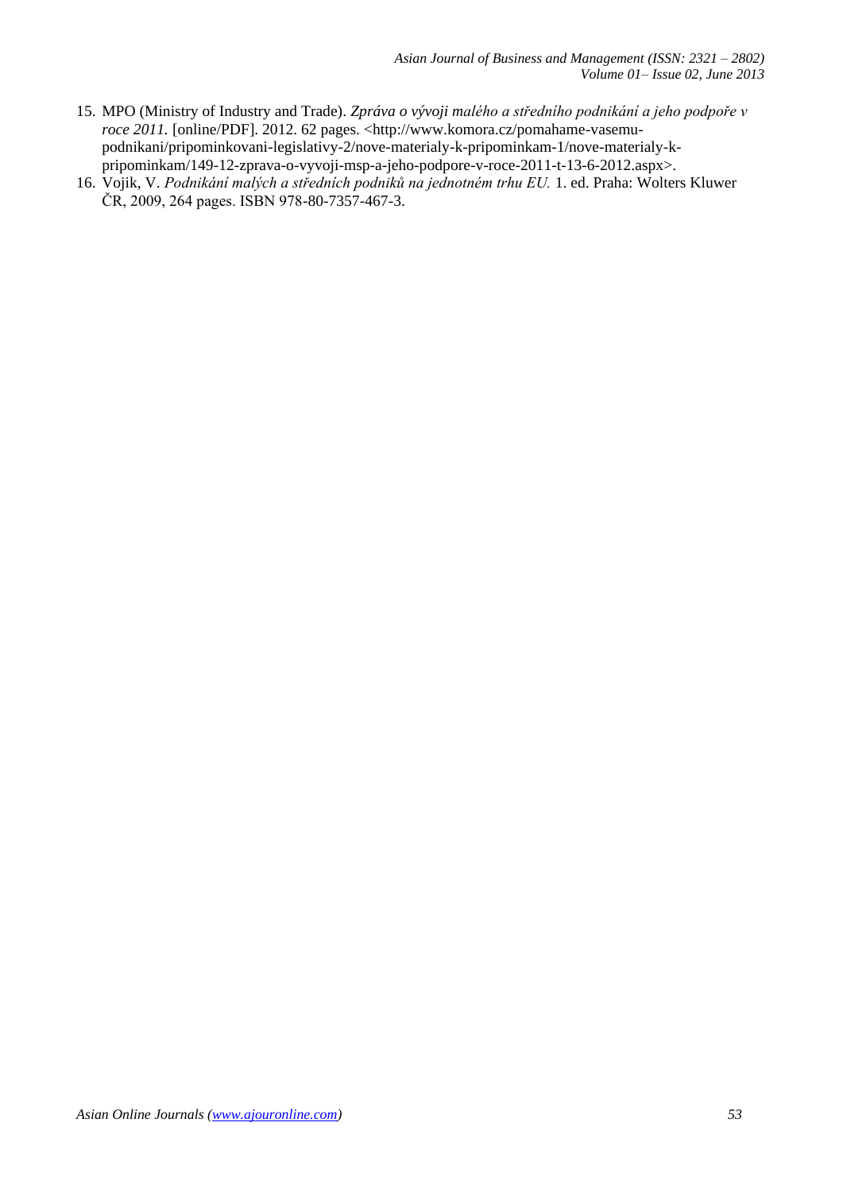15. MPO (Ministry of Industry and Trade). *Zpráva o vývoji malého a středního podnikání a jeho podpoře v roce 2011.* [online/PDF]. 2012. 62 pages. <http://www.komora.cz/pomahame-vasemu-podnikani/pripominkovani-legislativy-2/nove-materialy-k-pripominkam-1/nove-materialy-k-pripominkam/149-12-zprava-o-vyvoji-msp-a-jeho-podpore-v-roce-2011-t-13-6-2012.aspx>.
16. Vojik, V. *Podnikání malých a středních podniků na jednotném trhu EU.* 1. ed. Praha: Wolters Kluwer ČR, 2009, 264 pages. ISBN 978-80-7357-467-3.